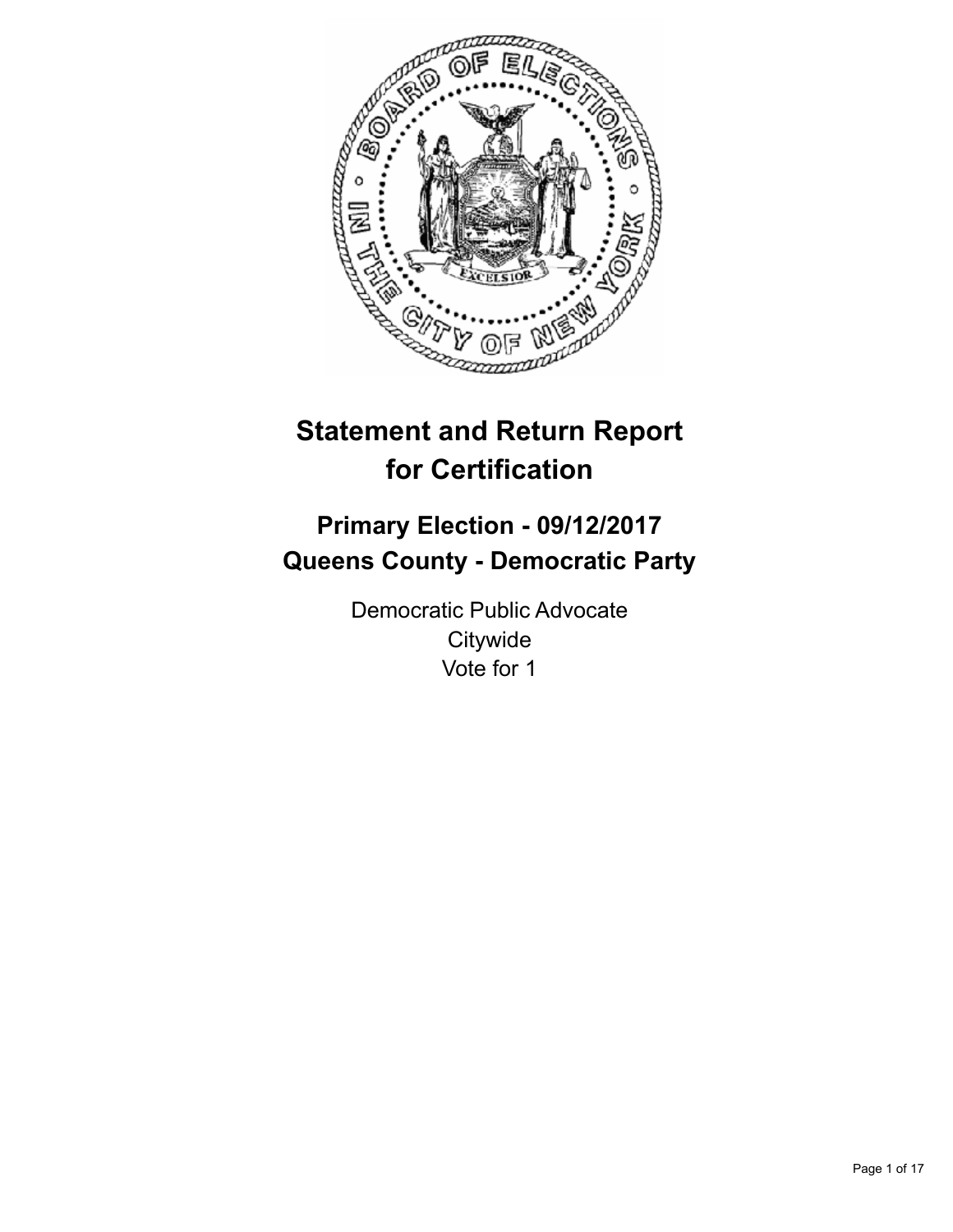# Statement and Return Report for Certification

## Primary Election - 09/12/2017
## Queens County - Democratic Party

Democratic Public Advocate
Citywide
Vote for 1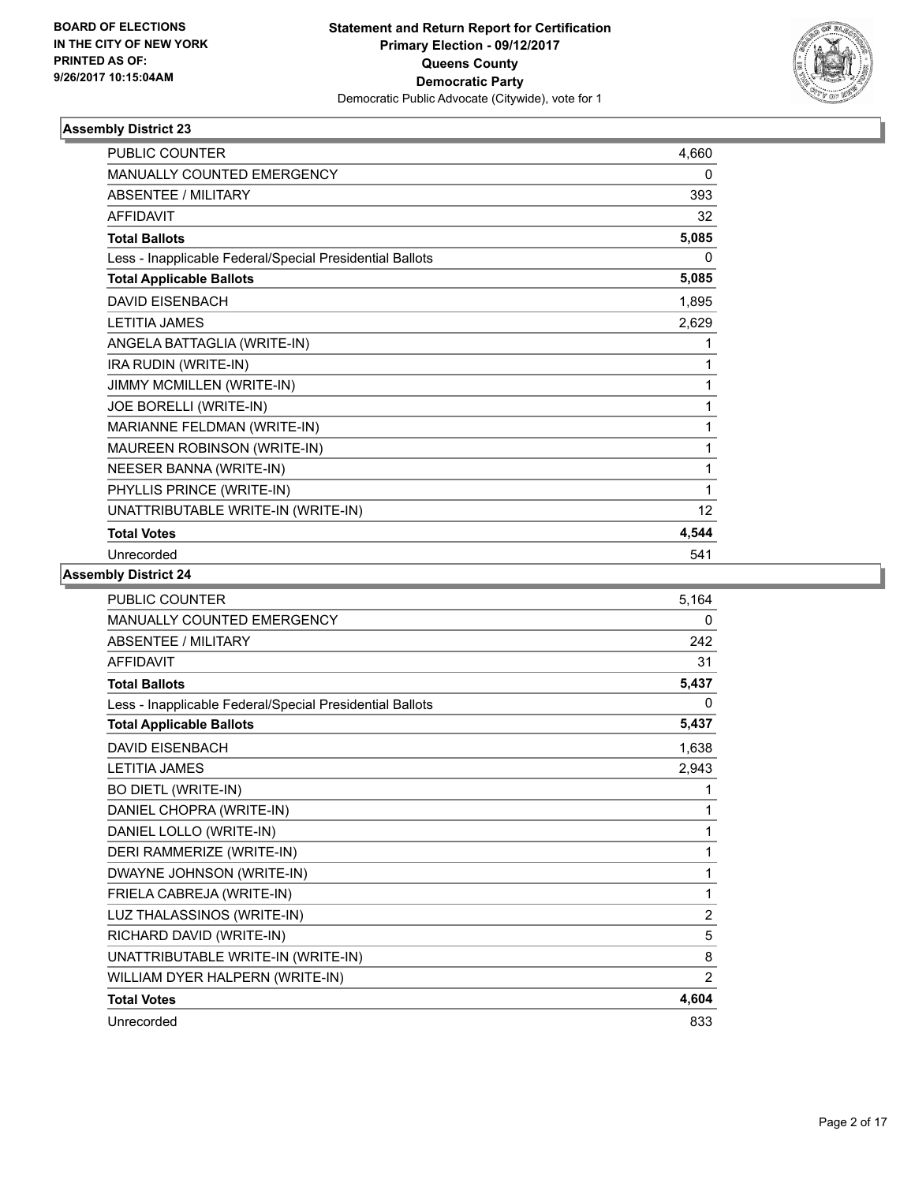**BOARD OF ELECTIONS IN THE CITY OF NEW YORK PRINTED AS OF: 9/26/2017 10:15:04AM**

**Statement and Return Report for Certification**
**Primary Election - 09/12/2017**
**Queens County**
**Democratic Party**
Democratic Public Advocate (Citywide), vote for 1

### Assembly District 23

| | |
|---|---|
| PUBLIC COUNTER | 4,660 |
| MANUALLY COUNTED EMERGENCY | 0 |
| ABSENTEE / MILITARY | 393 |
| AFFIDAVIT | 32 |
| **Total Ballots** | **5,085** |
| Less - Inapplicable Federal/Special Presidential Ballots | 0 |
| **Total Applicable Ballots** | **5,085** |
| DAVID EISENBACH | 1,895 |
| LETITIA JAMES | 2,629 |
| ANGELA BATTAGLIA (WRITE-IN) | 1 |
| IRA RUDIN (WRITE-IN) | 1 |
| JIMMY MCMILLEN (WRITE-IN) | 1 |
| JOE BORELLI (WRITE-IN) | 1 |
| MARIANNE FELDMAN (WRITE-IN) | 1 |
| MAUREEN ROBINSON (WRITE-IN) | 1 |
| NEESER BANNA (WRITE-IN) | 1 |
| PHYLLIS PRINCE (WRITE-IN) | 1 |
| UNATTRIBUTABLE WRITE-IN (WRITE-IN) | 12 |
| **Total Votes** | **4,544** |
| Unrecorded | 541 |

### Assembly District 24

| | |
|---|---|
| PUBLIC COUNTER | 5,164 |
| MANUALLY COUNTED EMERGENCY | 0 |
| ABSENTEE / MILITARY | 242 |
| AFFIDAVIT | 31 |
| **Total Ballots** | **5,437** |
| Less - Inapplicable Federal/Special Presidential Ballots | 0 |
| **Total Applicable Ballots** | **5,437** |
| DAVID EISENBACH | 1,638 |
| LETITIA JAMES | 2,943 |
| BO DIETL (WRITE-IN) | 1 |
| DANIEL CHOPRA (WRITE-IN) | 1 |
| DANIEL LOLLO (WRITE-IN) | 1 |
| DERI RAMMERIZE (WRITE-IN) | 1 |
| DWAYNE JOHNSON (WRITE-IN) | 1 |
| FRIELA CABREJA (WRITE-IN) | 1 |
| LUZ THALASSINOS (WRITE-IN) | 2 |
| RICHARD DAVID (WRITE-IN) | 5 |
| UNATTRIBUTABLE WRITE-IN (WRITE-IN) | 8 |
| WILLIAM DYER HALPERN (WRITE-IN) | 2 |
| **Total Votes** | **4,604** |
| Unrecorded | 833 |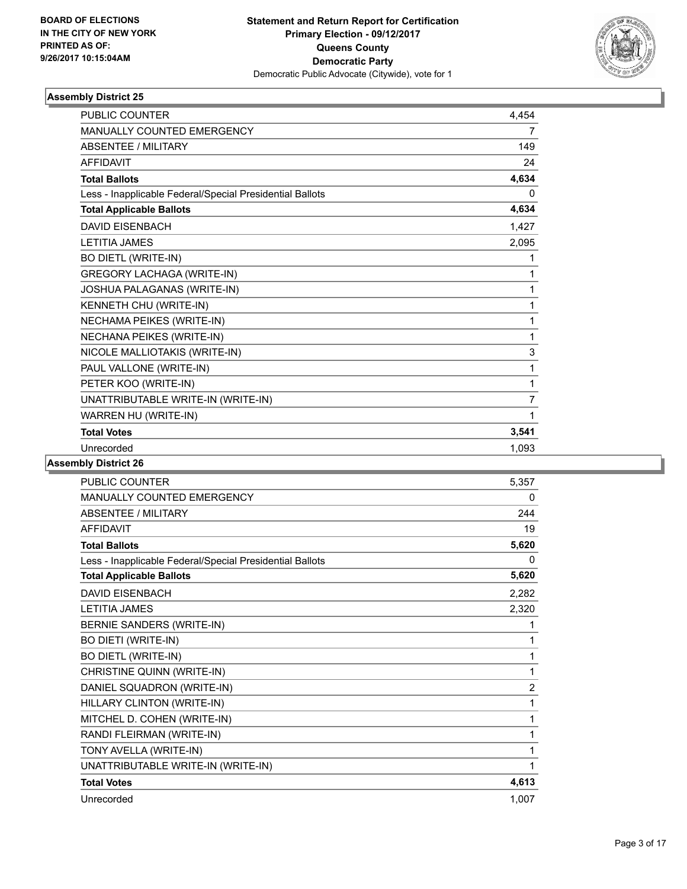**BOARD OF ELECTIONS IN THE CITY OF NEW YORK PRINTED AS OF: 9/26/2017 10:15:04AM**

**Statement and Return Report for Certification**
**Primary Election - 09/12/2017**
**Queens County**
**Democratic Party**
Democratic Public Advocate (Citywide), vote for 1

### Assembly District 25

| | |
|---|---|
| PUBLIC COUNTER | 4,454 |
| MANUALLY COUNTED EMERGENCY | 7 |
| ABSENTEE / MILITARY | 149 |
| AFFIDAVIT | 24 |
| **Total Ballots** | **4,634** |
| Less - Inapplicable Federal/Special Presidential Ballots | 0 |
| **Total Applicable Ballots** | **4,634** |
| DAVID EISENBACH | 1,427 |
| LETITIA JAMES | 2,095 |
| BO DIETL (WRITE-IN) | 1 |
| GREGORY LACHAGA (WRITE-IN) | 1 |
| JOSHUA PALAGANAS (WRITE-IN) | 1 |
| KENNETH CHU (WRITE-IN) | 1 |
| NECHAMA PEIKES (WRITE-IN) | 1 |
| NECHANA PEIKES (WRITE-IN) | 1 |
| NICOLE MALLIOTAKIS (WRITE-IN) | 3 |
| PAUL VALLONE (WRITE-IN) | 1 |
| PETER KOO (WRITE-IN) | 1 |
| UNATTRIBUTABLE WRITE-IN (WRITE-IN) | 7 |
| WARREN HU (WRITE-IN) | 1 |
| **Total Votes** | **3,541** |
| Unrecorded | 1,093 |

### Assembly District 26

| | |
|---|---|
| PUBLIC COUNTER | 5,357 |
| MANUALLY COUNTED EMERGENCY | 0 |
| ABSENTEE / MILITARY | 244 |
| AFFIDAVIT | 19 |
| **Total Ballots** | **5,620** |
| Less - Inapplicable Federal/Special Presidential Ballots | 0 |
| **Total Applicable Ballots** | **5,620** |
| DAVID EISENBACH | 2,282 |
| LETITIA JAMES | 2,320 |
| BERNIE SANDERS (WRITE-IN) | 1 |
| BO DIETI (WRITE-IN) | 1 |
| BO DIETL (WRITE-IN) | 1 |
| CHRISTINE QUINN (WRITE-IN) | 1 |
| DANIEL SQUADRON (WRITE-IN) | 2 |
| HILLARY CLINTON (WRITE-IN) | 1 |
| MITCHEL D. COHEN (WRITE-IN) | 1 |
| RANDI FLEIRMAN (WRITE-IN) | 1 |
| TONY AVELLA (WRITE-IN) | 1 |
| UNATTRIBUTABLE WRITE-IN (WRITE-IN) | 1 |
| **Total Votes** | **4,613** |
| Unrecorded | 1,007 |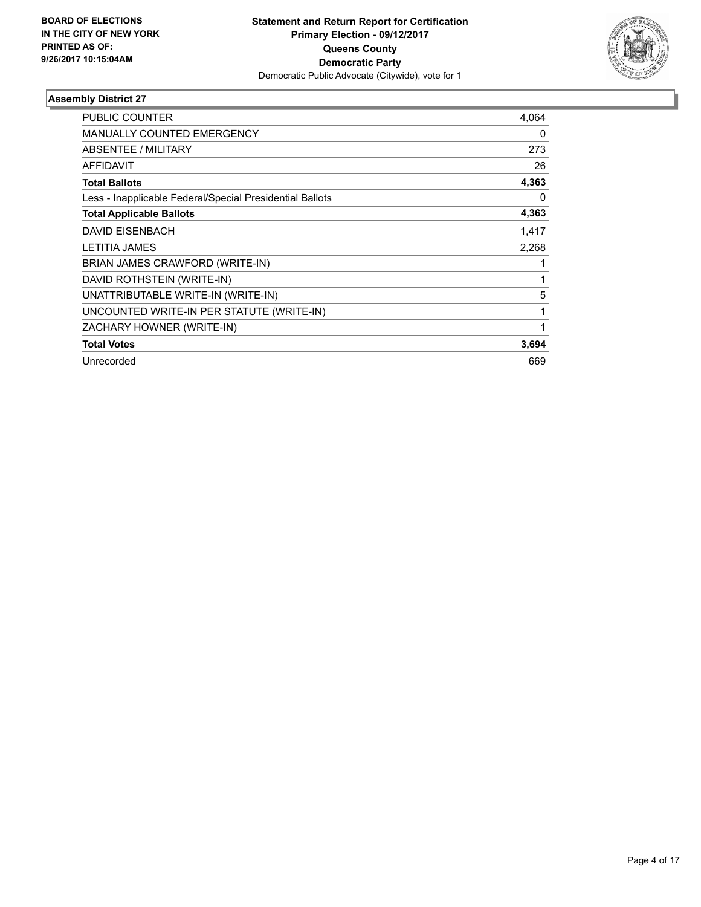BOARD OF ELECTIONS
IN THE CITY OF NEW YORK
PRINTED AS OF:
9/26/2017 10:15:04AM

**Statement and Return Report for Certification**
**Primary Election - 09/12/2017**
**Queens County**
**Democratic Party**
Democratic Public Advocate (Citywide), vote for 1

### Assembly District 27

| | |
|---|---|
| PUBLIC COUNTER | 4,064 |
| MANUALLY COUNTED EMERGENCY | 0 |
| ABSENTEE / MILITARY | 273 |
| AFFIDAVIT | 26 |
| **Total Ballots** | **4,363** |
| Less - Inapplicable Federal/Special Presidential Ballots | 0 |
| **Total Applicable Ballots** | **4,363** |
| DAVID EISENBACH | 1,417 |
| LETITIA JAMES | 2,268 |
| BRIAN JAMES CRAWFORD (WRITE-IN) | 1 |
| DAVID ROTHSTEIN (WRITE-IN) | 1 |
| UNATTRIBUTABLE WRITE-IN (WRITE-IN) | 5 |
| UNCOUNTED WRITE-IN PER STATUTE (WRITE-IN) | 1 |
| ZACHARY HOWNER (WRITE-IN) | 1 |
| **Total Votes** | **3,694** |
| Unrecorded | 669 |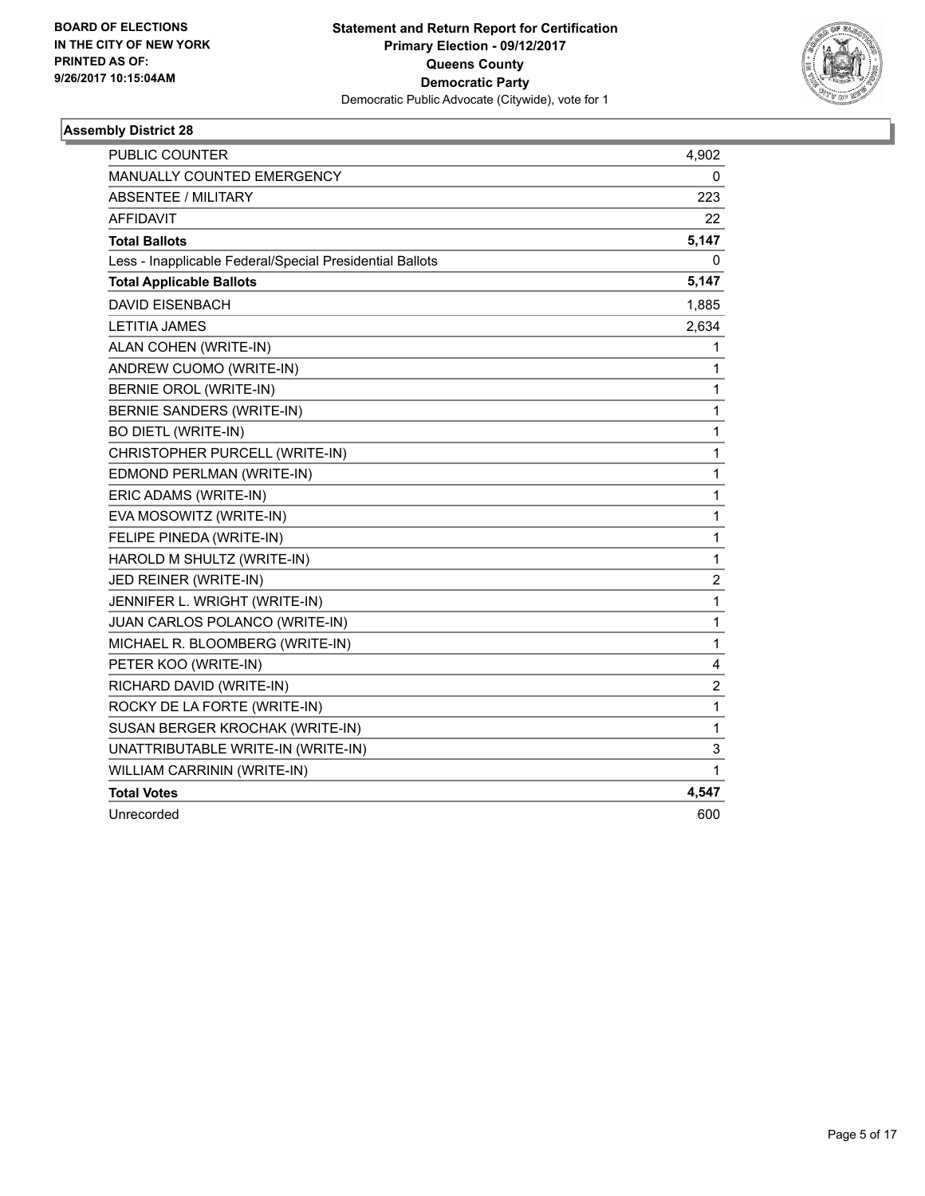**BOARD OF ELECTIONS IN THE CITY OF NEW YORK PRINTED AS OF: 9/26/2017 10:15:04AM**

**Statement and Return Report for Certification Primary Election - 09/12/2017 Queens County Democratic Party**
Democratic Public Advocate (Citywide), vote for 1

### Assembly District 28

| | |
|---|---|
| PUBLIC COUNTER | 4,902 |
| MANUALLY COUNTED EMERGENCY | 0 |
| ABSENTEE / MILITARY | 223 |
| AFFIDAVIT | 22 |
| **Total Ballots** | **5,147** |
| Less - Inapplicable Federal/Special Presidential Ballots | 0 |
| **Total Applicable Ballots** | **5,147** |
| DAVID EISENBACH | 1,885 |
| LETITIA JAMES | 2,634 |
| ALAN COHEN (WRITE-IN) | 1 |
| ANDREW CUOMO (WRITE-IN) | 1 |
| BERNIE OROL (WRITE-IN) | 1 |
| BERNIE SANDERS (WRITE-IN) | 1 |
| BO DIETL (WRITE-IN) | 1 |
| CHRISTOPHER PURCELL (WRITE-IN) | 1 |
| EDMOND PERLMAN (WRITE-IN) | 1 |
| ERIC ADAMS (WRITE-IN) | 1 |
| EVA MOSOWITZ (WRITE-IN) | 1 |
| FELIPE PINEDA (WRITE-IN) | 1 |
| HAROLD M SHULTZ (WRITE-IN) | 1 |
| JED REINER (WRITE-IN) | 2 |
| JENNIFER L. WRIGHT (WRITE-IN) | 1 |
| JUAN CARLOS POLANCO (WRITE-IN) | 1 |
| MICHAEL R. BLOOMBERG (WRITE-IN) | 1 |
| PETER KOO (WRITE-IN) | 4 |
| RICHARD DAVID (WRITE-IN) | 2 |
| ROCKY DE LA FORTE (WRITE-IN) | 1 |
| SUSAN BERGER KROCHAK (WRITE-IN) | 1 |
| UNATTRIBUTABLE WRITE-IN (WRITE-IN) | 3 |
| WILLIAM CARRININ (WRITE-IN) | 1 |
| **Total Votes** | **4,547** |
| Unrecorded | 600 |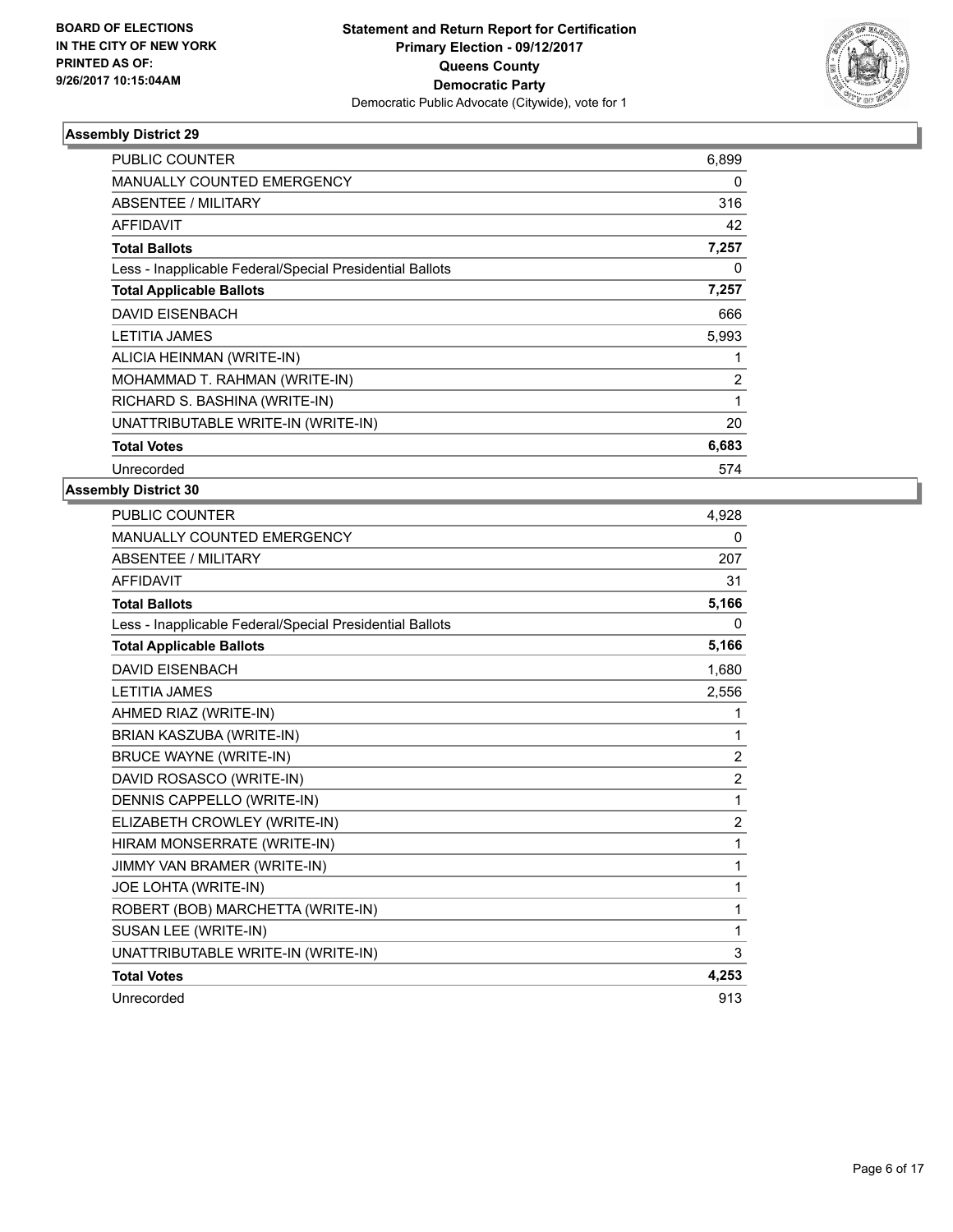BOARD OF ELECTIONS
IN THE CITY OF NEW YORK
PRINTED AS OF:
9/26/2017 10:15:04AM

**Statement and Return Report for Certification**
**Primary Election - 09/12/2017**
**Queens County**
**Democratic Party**
Democratic Public Advocate (Citywide), vote for 1

### Assembly District 29

| | |
|---|---|
| PUBLIC COUNTER | 6,899 |
| MANUALLY COUNTED EMERGENCY | 0 |
| ABSENTEE / MILITARY | 316 |
| AFFIDAVIT | 42 |
| **Total Ballots** | **7,257** |
| Less - Inapplicable Federal/Special Presidential Ballots | 0 |
| **Total Applicable Ballots** | **7,257** |
| DAVID EISENBACH | 666 |
| LETITIA JAMES | 5,993 |
| ALICIA HEINMAN (WRITE-IN) | 1 |
| MOHAMMAD T. RAHMAN (WRITE-IN) | 2 |
| RICHARD S. BASHINA (WRITE-IN) | 1 |
| UNATTRIBUTABLE WRITE-IN (WRITE-IN) | 20 |
| **Total Votes** | **6,683** |
| Unrecorded | 574 |

### Assembly District 30

| | |
|---|---|
| PUBLIC COUNTER | 4,928 |
| MANUALLY COUNTED EMERGENCY | 0 |
| ABSENTEE / MILITARY | 207 |
| AFFIDAVIT | 31 |
| **Total Ballots** | **5,166** |
| Less - Inapplicable Federal/Special Presidential Ballots | 0 |
| **Total Applicable Ballots** | **5,166** |
| DAVID EISENBACH | 1,680 |
| LETITIA JAMES | 2,556 |
| AHMED RIAZ (WRITE-IN) | 1 |
| BRIAN KASZUBA (WRITE-IN) | 1 |
| BRUCE WAYNE (WRITE-IN) | 2 |
| DAVID ROSASCO (WRITE-IN) | 2 |
| DENNIS CAPPELLO (WRITE-IN) | 1 |
| ELIZABETH CROWLEY (WRITE-IN) | 2 |
| HIRAM MONSERRATE (WRITE-IN) | 1 |
| JIMMY VAN BRAMER (WRITE-IN) | 1 |
| JOE LOHTA (WRITE-IN) | 1 |
| ROBERT (BOB) MARCHETTA (WRITE-IN) | 1 |
| SUSAN LEE (WRITE-IN) | 1 |
| UNATTRIBUTABLE WRITE-IN (WRITE-IN) | 3 |
| **Total Votes** | **4,253** |
| Unrecorded | 913 |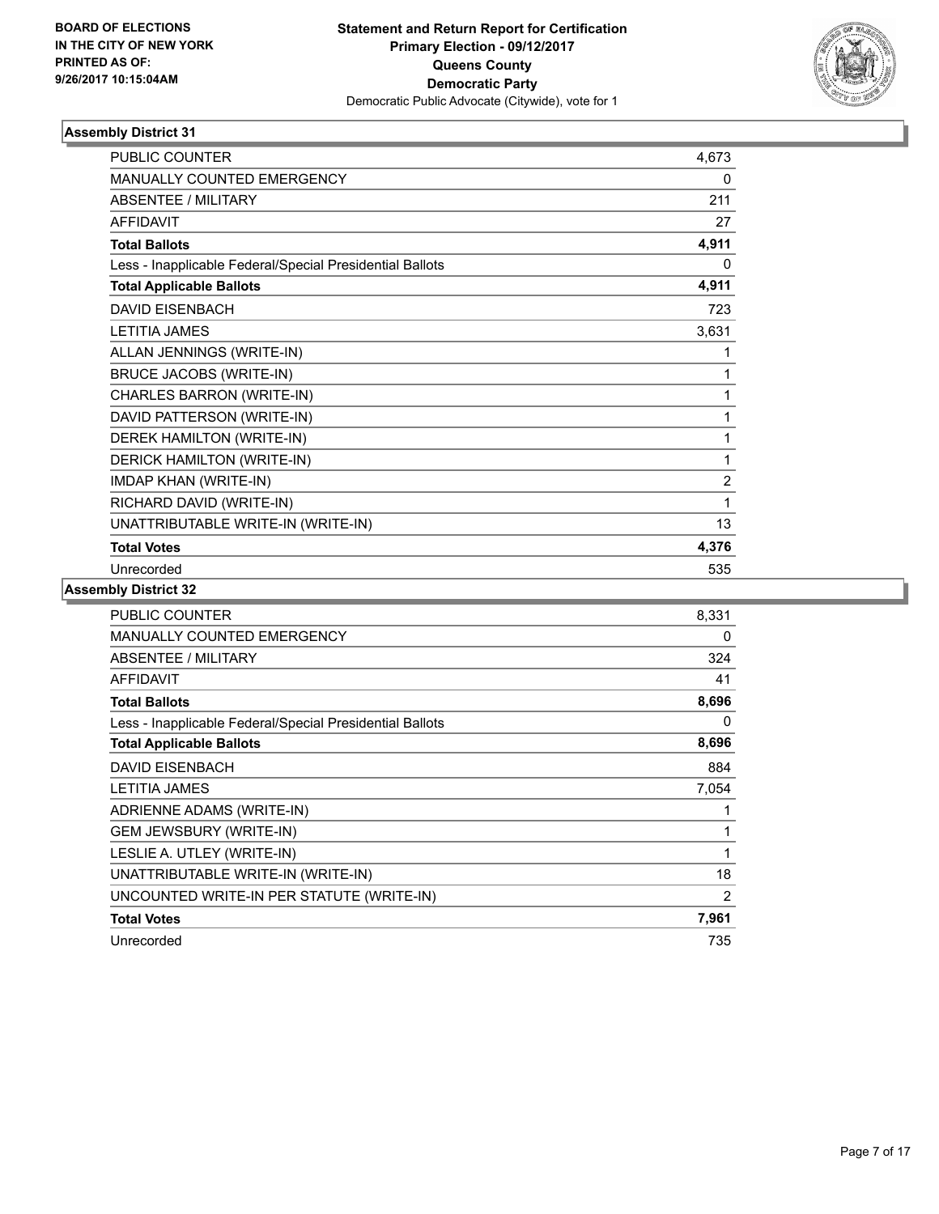**BOARD OF ELECTIONS IN THE CITY OF NEW YORK PRINTED AS OF: 9/26/2017 10:15:04AM**

**Statement and Return Report for Certification Primary Election - 09/12/2017 Queens County Democratic Party**
Democratic Public Advocate (Citywide), vote for 1

## Assembly District 31

| | |
|---|---|
| PUBLIC COUNTER | 4,673 |
| MANUALLY COUNTED EMERGENCY | 0 |
| ABSENTEE / MILITARY | 211 |
| AFFIDAVIT | 27 |
| **Total Ballots** | **4,911** |
| Less - Inapplicable Federal/Special Presidential Ballots | 0 |
| **Total Applicable Ballots** | **4,911** |
| DAVID EISENBACH | 723 |
| LETITIA JAMES | 3,631 |
| ALLAN JENNINGS (WRITE-IN) | 1 |
| BRUCE JACOBS (WRITE-IN) | 1 |
| CHARLES BARRON (WRITE-IN) | 1 |
| DAVID PATTERSON (WRITE-IN) | 1 |
| DEREK HAMILTON (WRITE-IN) | 1 |
| DERICK HAMILTON (WRITE-IN) | 1 |
| IMDAP KHAN (WRITE-IN) | 2 |
| RICHARD DAVID (WRITE-IN) | 1 |
| UNATTRIBUTABLE WRITE-IN (WRITE-IN) | 13 |
| **Total Votes** | **4,376** |
| Unrecorded | 535 |

## Assembly District 32

| | |
|---|---|
| PUBLIC COUNTER | 8,331 |
| MANUALLY COUNTED EMERGENCY | 0 |
| ABSENTEE / MILITARY | 324 |
| AFFIDAVIT | 41 |
| **Total Ballots** | **8,696** |
| Less - Inapplicable Federal/Special Presidential Ballots | 0 |
| **Total Applicable Ballots** | **8,696** |
| DAVID EISENBACH | 884 |
| LETITIA JAMES | 7,054 |
| ADRIENNE ADAMS (WRITE-IN) | 1 |
| GEM JEWSBURY (WRITE-IN) | 1 |
| LESLIE A. UTLEY (WRITE-IN) | 1 |
| UNATTRIBUTABLE WRITE-IN (WRITE-IN) | 18 |
| UNCOUNTED WRITE-IN PER STATUTE (WRITE-IN) | 2 |
| **Total Votes** | **7,961** |
| Unrecorded | 735 |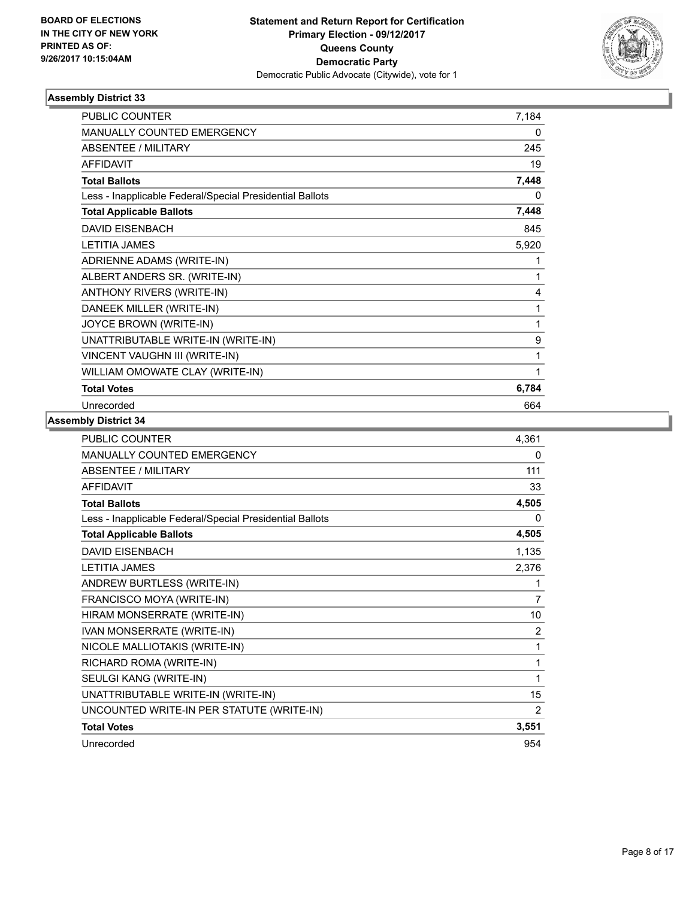**BOARD OF ELECTIONS IN THE CITY OF NEW YORK PRINTED AS OF: 9/26/2017 10:15:04AM**

**Statement and Return Report for Certification Primary Election - 09/12/2017 Queens County Democratic Party**
Democratic Public Advocate (Citywide), vote for 1

### Assembly District 33

| | |
|---|---|
| PUBLIC COUNTER | 7,184 |
| MANUALLY COUNTED EMERGENCY | 0 |
| ABSENTEE / MILITARY | 245 |
| AFFIDAVIT | 19 |
| **Total Ballots** | **7,448** |
| Less - Inapplicable Federal/Special Presidential Ballots | 0 |
| **Total Applicable Ballots** | **7,448** |
| DAVID EISENBACH | 845 |
| LETITIA JAMES | 5,920 |
| ADRIENNE ADAMS (WRITE-IN) | 1 |
| ALBERT ANDERS SR. (WRITE-IN) | 1 |
| ANTHONY RIVERS (WRITE-IN) | 4 |
| DANEEK MILLER (WRITE-IN) | 1 |
| JOYCE BROWN (WRITE-IN) | 1 |
| UNATTRIBUTABLE WRITE-IN (WRITE-IN) | 9 |
| VINCENT VAUGHN III (WRITE-IN) | 1 |
| WILLIAM OMOWATE CLAY (WRITE-IN) | 1 |
| **Total Votes** | **6,784** |
| Unrecorded | 664 |

### Assembly District 34

| | |
|---|---|
| PUBLIC COUNTER | 4,361 |
| MANUALLY COUNTED EMERGENCY | 0 |
| ABSENTEE / MILITARY | 111 |
| AFFIDAVIT | 33 |
| **Total Ballots** | **4,505** |
| Less - Inapplicable Federal/Special Presidential Ballots | 0 |
| **Total Applicable Ballots** | **4,505** |
| DAVID EISENBACH | 1,135 |
| LETITIA JAMES | 2,376 |
| ANDREW BURTLESS (WRITE-IN) | 1 |
| FRANCISCO MOYA (WRITE-IN) | 7 |
| HIRAM MONSERRATE (WRITE-IN) | 10 |
| IVAN MONSERRATE (WRITE-IN) | 2 |
| NICOLE MALLIOTAKIS (WRITE-IN) | 1 |
| RICHARD ROMA (WRITE-IN) | 1 |
| SEULGI KANG (WRITE-IN) | 1 |
| UNATTRIBUTABLE WRITE-IN (WRITE-IN) | 15 |
| UNCOUNTED WRITE-IN PER STATUTE (WRITE-IN) | 2 |
| **Total Votes** | **3,551** |
| Unrecorded | 954 |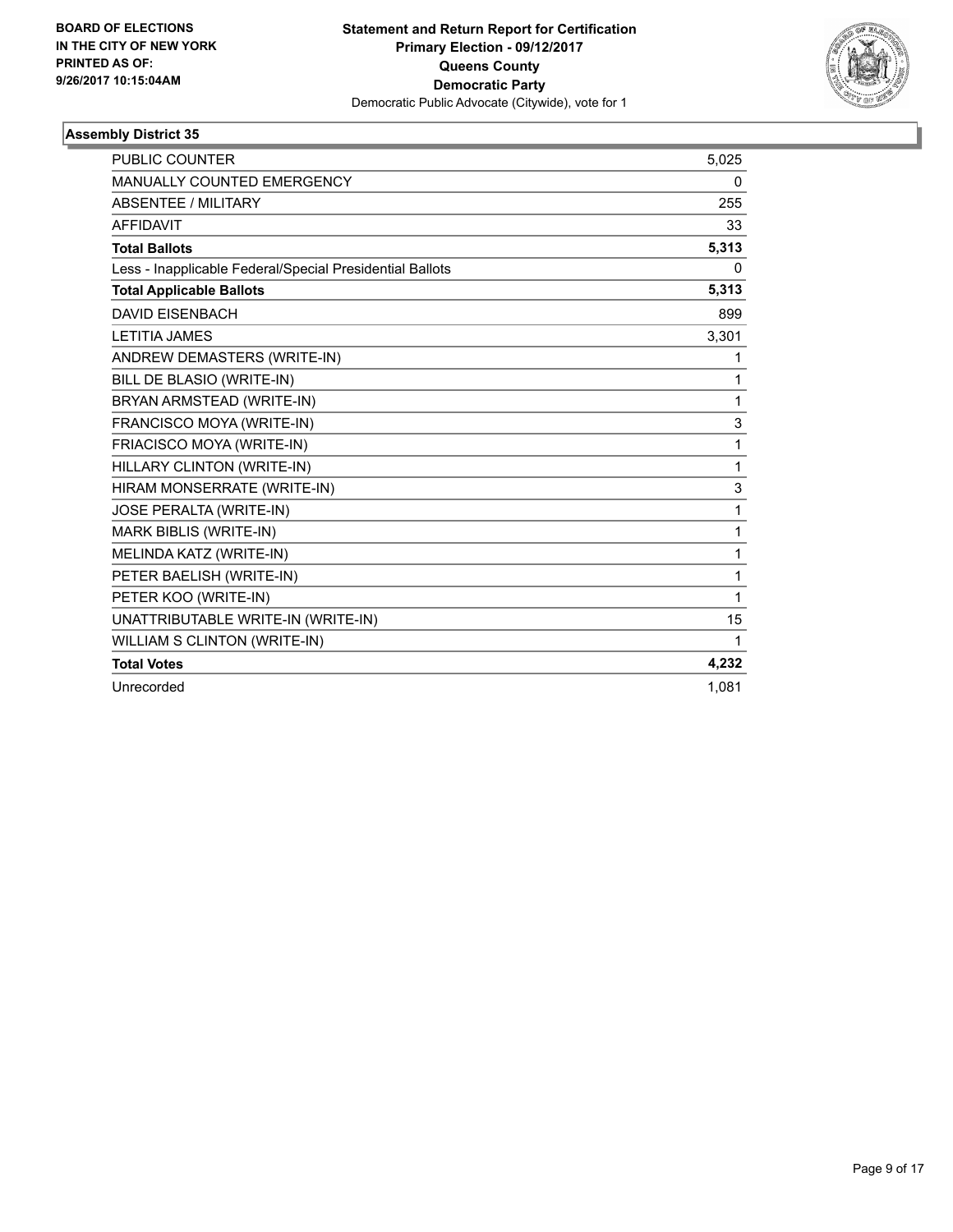**BOARD OF ELECTIONS IN THE CITY OF NEW YORK PRINTED AS OF: 9/26/2017 10:15:04AM**

**Statement and Return Report for Certification**
**Primary Election - 09/12/2017**
**Queens County**
**Democratic Party**
Democratic Public Advocate (Citywide), vote for 1

## Assembly District 35

| | |
|---|---|
| PUBLIC COUNTER | 5,025 |
| MANUALLY COUNTED EMERGENCY | 0 |
| ABSENTEE / MILITARY | 255 |
| AFFIDAVIT | 33 |
| **Total Ballots** | **5,313** |
| Less - Inapplicable Federal/Special Presidential Ballots | 0 |
| **Total Applicable Ballots** | **5,313** |
| DAVID EISENBACH | 899 |
| LETITIA JAMES | 3,301 |
| ANDREW DEMASTERS (WRITE-IN) | 1 |
| BILL DE BLASIO (WRITE-IN) | 1 |
| BRYAN ARMSTEAD (WRITE-IN) | 1 |
| FRANCISCO MOYA (WRITE-IN) | 3 |
| FRIACISCO MOYA (WRITE-IN) | 1 |
| HILLARY CLINTON (WRITE-IN) | 1 |
| HIRAM MONSERRATE (WRITE-IN) | 3 |
| JOSE PERALTA (WRITE-IN) | 1 |
| MARK BIBLIS (WRITE-IN) | 1 |
| MELINDA KATZ (WRITE-IN) | 1 |
| PETER BAELISH (WRITE-IN) | 1 |
| PETER KOO (WRITE-IN) | 1 |
| UNATTRIBUTABLE WRITE-IN (WRITE-IN) | 15 |
| WILLIAM S CLINTON (WRITE-IN) | 1 |
| **Total Votes** | **4,232** |
| Unrecorded | 1,081 |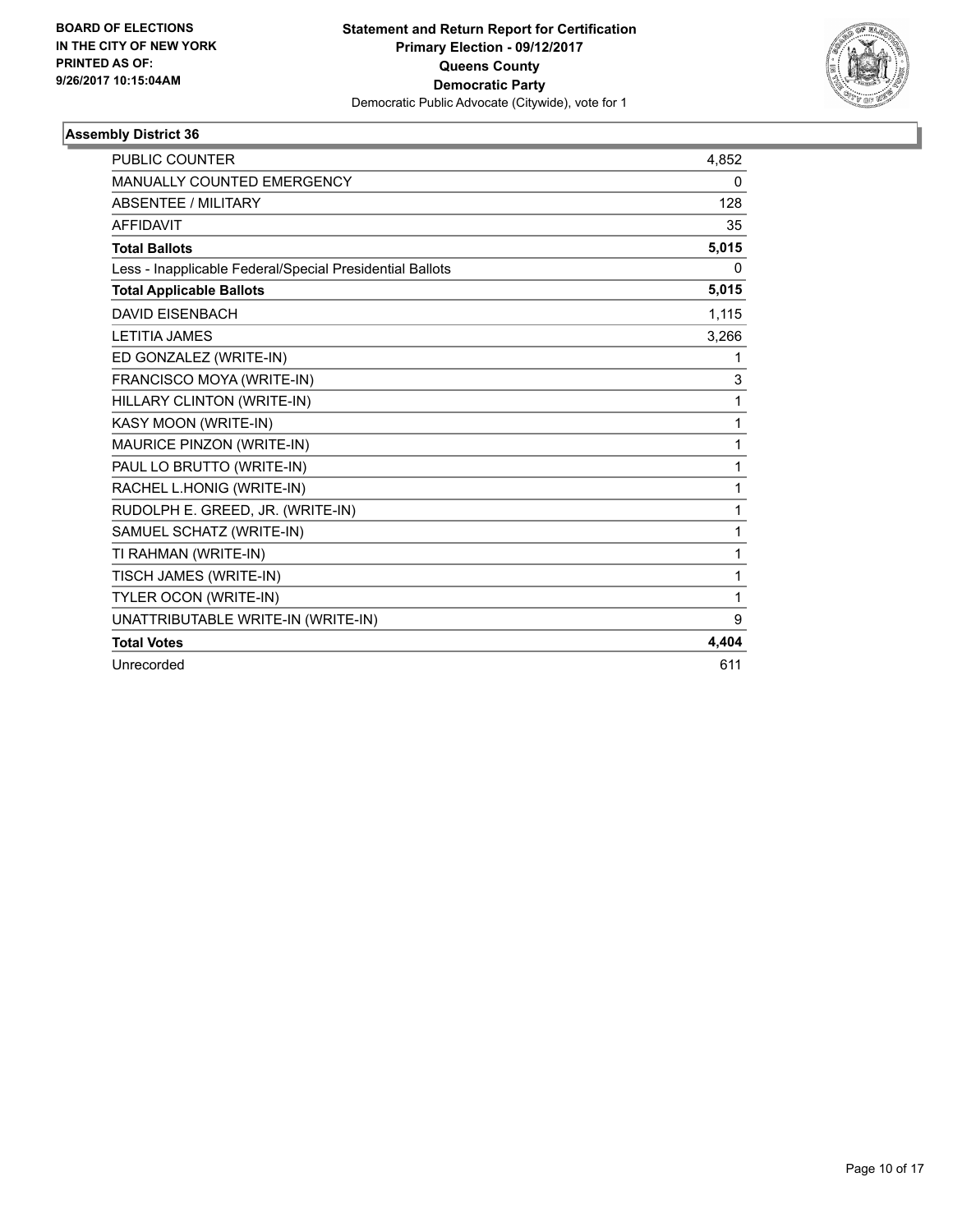BOARD OF ELECTIONS
IN THE CITY OF NEW YORK
PRINTED AS OF:
9/26/2017 10:15:04AM

**Statement and Return Report for Certification**
**Primary Election - 09/12/2017**
**Queens County**
**Democratic Party**
Democratic Public Advocate (Citywide), vote for 1

### Assembly District 36

| | |
|---|---|
| PUBLIC COUNTER | 4,852 |
| MANUALLY COUNTED EMERGENCY | 0 |
| ABSENTEE / MILITARY | 128 |
| AFFIDAVIT | 35 |
| **Total Ballots** | **5,015** |
| Less - Inapplicable Federal/Special Presidential Ballots | 0 |
| **Total Applicable Ballots** | **5,015** |
| DAVID EISENBACH | 1,115 |
| LETITIA JAMES | 3,266 |
| ED GONZALEZ (WRITE-IN) | 1 |
| FRANCISCO MOYA (WRITE-IN) | 3 |
| HILLARY CLINTON (WRITE-IN) | 1 |
| KASY MOON (WRITE-IN) | 1 |
| MAURICE PINZON (WRITE-IN) | 1 |
| PAUL LO BRUTTO (WRITE-IN) | 1 |
| RACHEL L.HONIG (WRITE-IN) | 1 |
| RUDOLPH E. GREED, JR. (WRITE-IN) | 1 |
| SAMUEL SCHATZ (WRITE-IN) | 1 |
| TI RAHMAN (WRITE-IN) | 1 |
| TISCH JAMES (WRITE-IN) | 1 |
| TYLER OCON (WRITE-IN) | 1 |
| UNATTRIBUTABLE WRITE-IN (WRITE-IN) | 9 |
| **Total Votes** | **4,404** |
| Unrecorded | 611 |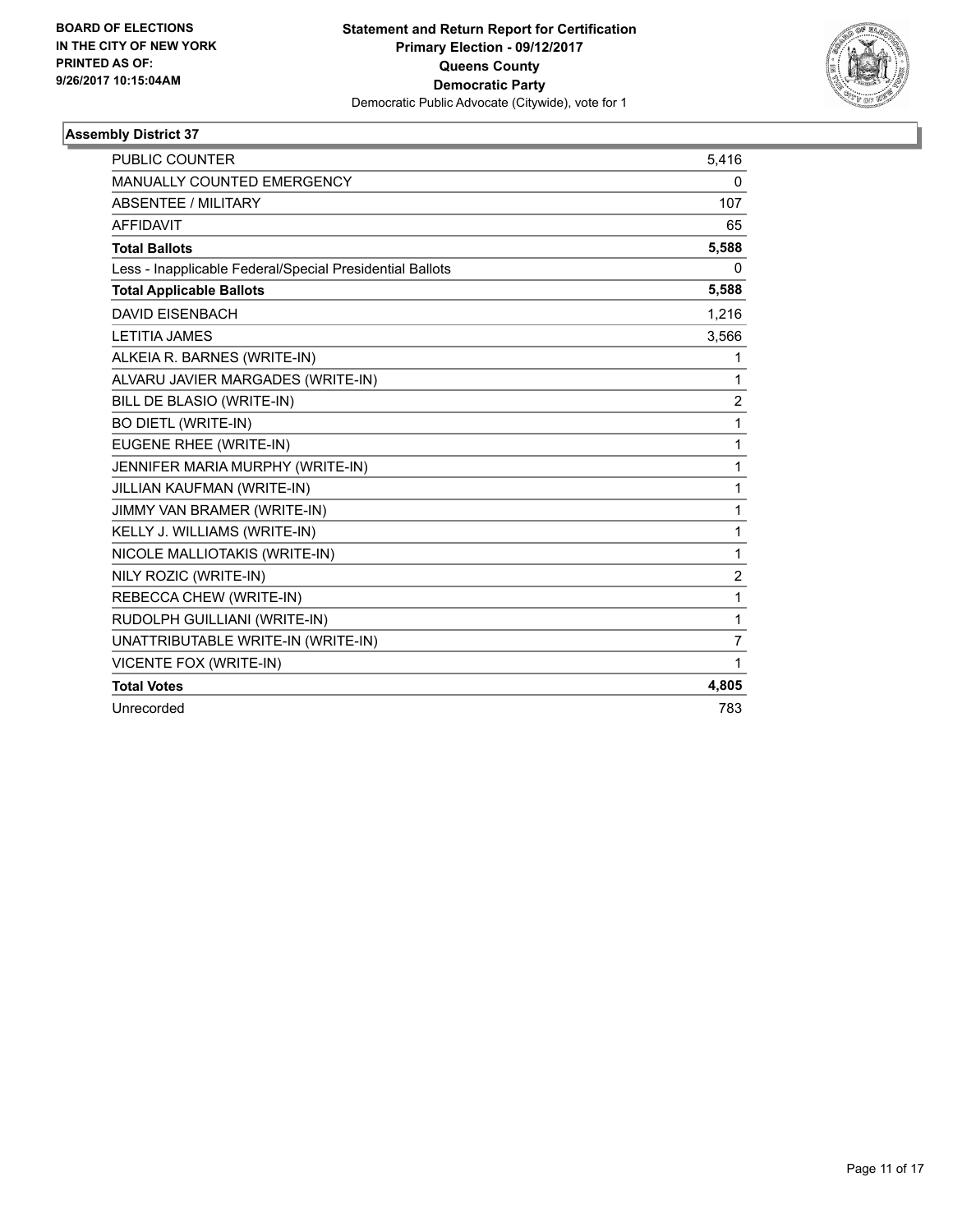**BOARD OF ELECTIONS IN THE CITY OF NEW YORK PRINTED AS OF: 9/26/2017 10:15:04AM**

**Statement and Return Report for Certification**
**Primary Election - 09/12/2017**
**Queens County**
**Democratic Party**
Democratic Public Advocate (Citywide), vote for 1

## Assembly District 37

| | |
|---|---|
| PUBLIC COUNTER | 5,416 |
| MANUALLY COUNTED EMERGENCY | 0 |
| ABSENTEE / MILITARY | 107 |
| AFFIDAVIT | 65 |
| **Total Ballots** | **5,588** |
| Less - Inapplicable Federal/Special Presidential Ballots | 0 |
| **Total Applicable Ballots** | **5,588** |
| DAVID EISENBACH | 1,216 |
| LETITIA JAMES | 3,566 |
| ALKEIA R. BARNES (WRITE-IN) | 1 |
| ALVARU JAVIER MARGADES (WRITE-IN) | 1 |
| BILL DE BLASIO (WRITE-IN) | 2 |
| BO DIETL (WRITE-IN) | 1 |
| EUGENE RHEE (WRITE-IN) | 1 |
| JENNIFER MARIA MURPHY (WRITE-IN) | 1 |
| JILLIAN KAUFMAN (WRITE-IN) | 1 |
| JIMMY VAN BRAMER (WRITE-IN) | 1 |
| KELLY J. WILLIAMS (WRITE-IN) | 1 |
| NICOLE MALLIOTAKIS (WRITE-IN) | 1 |
| NILY ROZIC (WRITE-IN) | 2 |
| REBECCA CHEW (WRITE-IN) | 1 |
| RUDOLPH GUILLIANI (WRITE-IN) | 1 |
| UNATTRIBUTABLE WRITE-IN (WRITE-IN) | 7 |
| VICENTE FOX (WRITE-IN) | 1 |
| **Total Votes** | **4,805** |
| Unrecorded | 783 |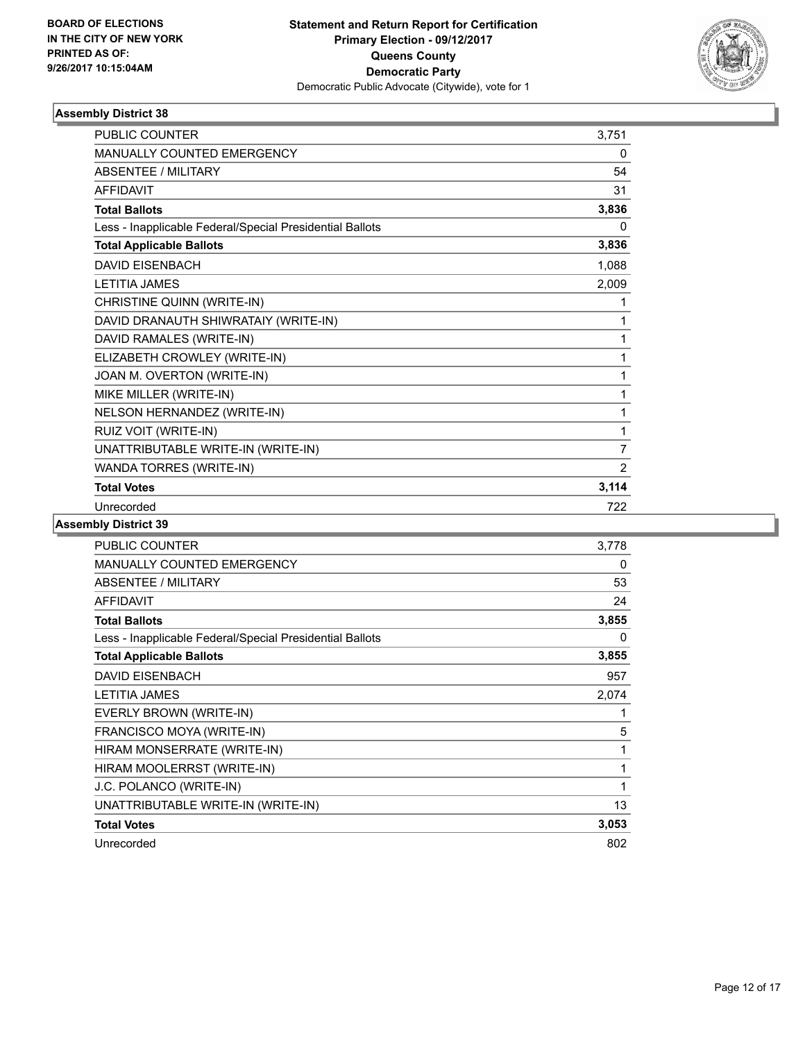**BOARD OF ELECTIONS IN THE CITY OF NEW YORK PRINTED AS OF: 9/26/2017 10:15:04AM**

**Statement and Return Report for Certification**
**Primary Election - 09/12/2017**
**Queens County**
**Democratic Party**
Democratic Public Advocate (Citywide), vote for 1

### Assembly District 38

| | |
|---|---|
| PUBLIC COUNTER | 3,751 |
| MANUALLY COUNTED EMERGENCY | 0 |
| ABSENTEE / MILITARY | 54 |
| AFFIDAVIT | 31 |
| **Total Ballots** | **3,836** |
| Less - Inapplicable Federal/Special Presidential Ballots | 0 |
| **Total Applicable Ballots** | **3,836** |
| DAVID EISENBACH | 1,088 |
| LETITIA JAMES | 2,009 |
| CHRISTINE QUINN (WRITE-IN) | 1 |
| DAVID DRANAUTH SHIWRATAIY (WRITE-IN) | 1 |
| DAVID RAMALES (WRITE-IN) | 1 |
| ELIZABETH CROWLEY (WRITE-IN) | 1 |
| JOAN M. OVERTON (WRITE-IN) | 1 |
| MIKE MILLER (WRITE-IN) | 1 |
| NELSON HERNANDEZ (WRITE-IN) | 1 |
| RUIZ VOIT (WRITE-IN) | 1 |
| UNATTRIBUTABLE WRITE-IN (WRITE-IN) | 7 |
| WANDA TORRES (WRITE-IN) | 2 |
| **Total Votes** | **3,114** |
| Unrecorded | 722 |

### Assembly District 39

| | |
|---|---|
| PUBLIC COUNTER | 3,778 |
| MANUALLY COUNTED EMERGENCY | 0 |
| ABSENTEE / MILITARY | 53 |
| AFFIDAVIT | 24 |
| **Total Ballots** | **3,855** |
| Less - Inapplicable Federal/Special Presidential Ballots | 0 |
| **Total Applicable Ballots** | **3,855** |
| DAVID EISENBACH | 957 |
| LETITIA JAMES | 2,074 |
| EVERLY BROWN (WRITE-IN) | 1 |
| FRANCISCO MOYA (WRITE-IN) | 5 |
| HIRAM MONSERRATE (WRITE-IN) | 1 |
| HIRAM MOOLERRST (WRITE-IN) | 1 |
| J.C. POLANCO (WRITE-IN) | 1 |
| UNATTRIBUTABLE WRITE-IN (WRITE-IN) | 13 |
| **Total Votes** | **3,053** |
| Unrecorded | 802 |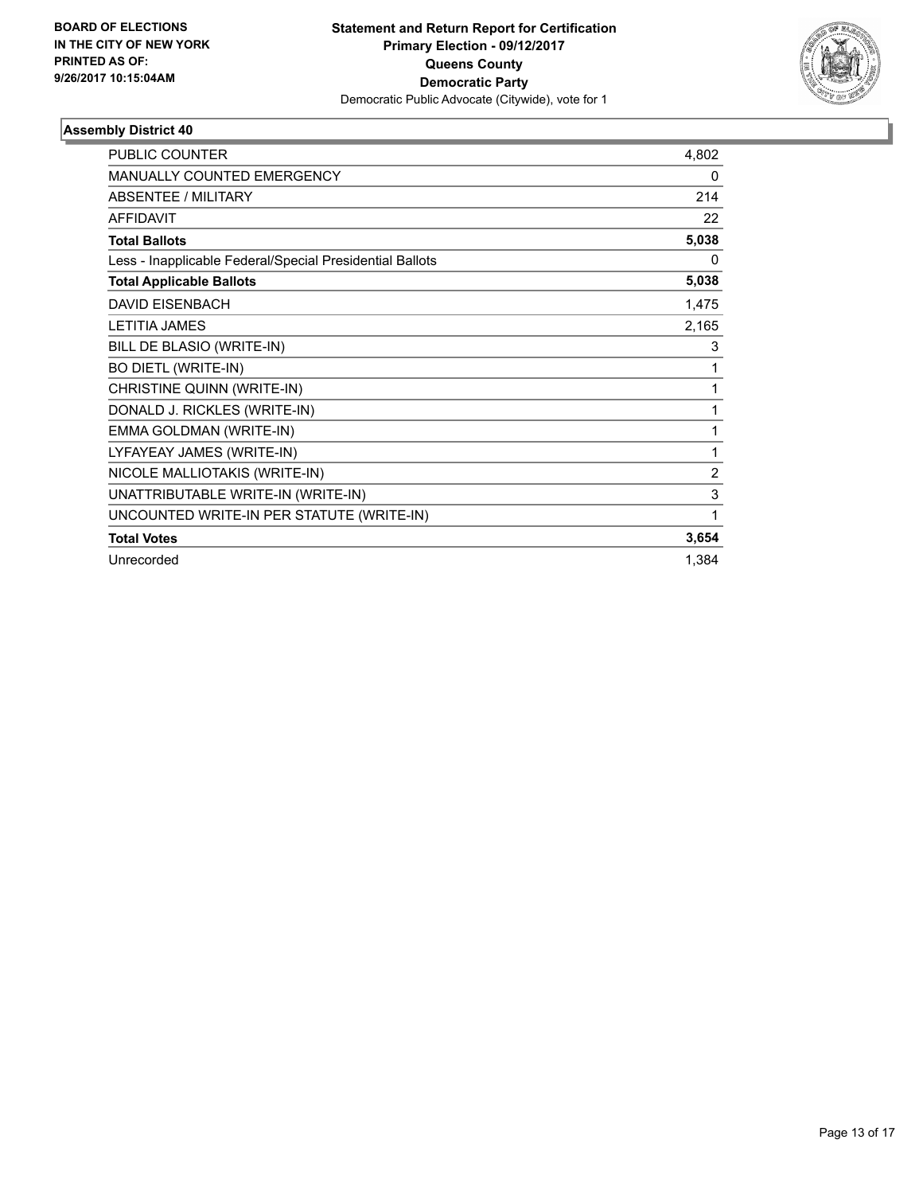**BOARD OF ELECTIONS IN THE CITY OF NEW YORK PRINTED AS OF: 9/26/2017 10:15:04AM**

**Statement and Return Report for Certification Primary Election - 09/12/2017 Queens County Democratic Party**
Democratic Public Advocate (Citywide), vote for 1

### Assembly District 40

| | |
|---|---|
| PUBLIC COUNTER | 4,802 |
| MANUALLY COUNTED EMERGENCY | 0 |
| ABSENTEE / MILITARY | 214 |
| AFFIDAVIT | 22 |
| **Total Ballots** | **5,038** |
| Less - Inapplicable Federal/Special Presidential Ballots | 0 |
| **Total Applicable Ballots** | **5,038** |
| DAVID EISENBACH | 1,475 |
| LETITIA JAMES | 2,165 |
| BILL DE BLASIO (WRITE-IN) | 3 |
| BO DIETL (WRITE-IN) | 1 |
| CHRISTINE QUINN (WRITE-IN) | 1 |
| DONALD J. RICKLES (WRITE-IN) | 1 |
| EMMA GOLDMAN (WRITE-IN) | 1 |
| LYFAYEAY JAMES (WRITE-IN) | 1 |
| NICOLE MALLIOTAKIS (WRITE-IN) | 2 |
| UNATTRIBUTABLE WRITE-IN (WRITE-IN) | 3 |
| UNCOUNTED WRITE-IN PER STATUTE (WRITE-IN) | 1 |
| **Total Votes** | **3,654** |
| Unrecorded | 1,384 |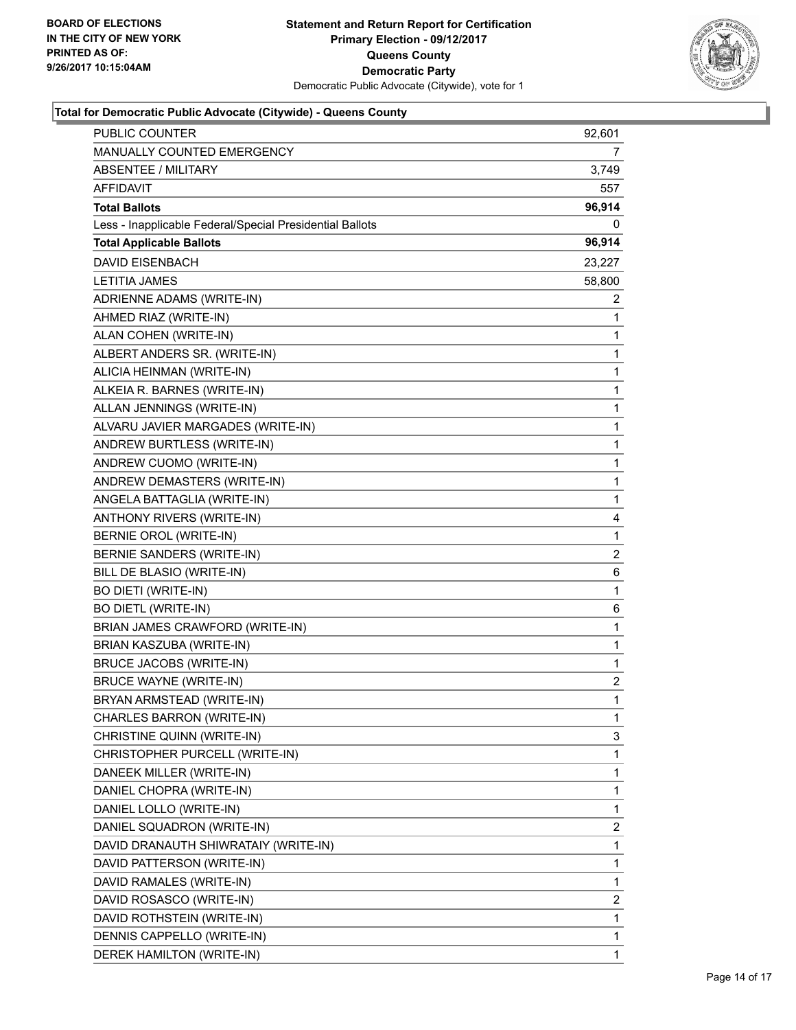**BOARD OF ELECTIONS IN THE CITY OF NEW YORK PRINTED AS OF: 9/26/2017 10:15:04AM**

**Statement and Return Report for Certification Primary Election - 09/12/2017 Queens County Democratic Party**
Democratic Public Advocate (Citywide), vote for 1

### Total for Democratic Public Advocate (Citywide) - Queens County

| | |
|---|---|
| PUBLIC COUNTER | 92,601 |
| MANUALLY COUNTED EMERGENCY | 7 |
| ABSENTEE / MILITARY | 3,749 |
| AFFIDAVIT | 557 |
| **Total Ballots** | **96,914** |
| Less - Inapplicable Federal/Special Presidential Ballots | 0 |
| **Total Applicable Ballots** | **96,914** |
| DAVID EISENBACH | 23,227 |
| LETITIA JAMES | 58,800 |
| ADRIENNE ADAMS (WRITE-IN) | 2 |
| AHMED RIAZ (WRITE-IN) | 1 |
| ALAN COHEN (WRITE-IN) | 1 |
| ALBERT ANDERS SR. (WRITE-IN) | 1 |
| ALICIA HEINMAN (WRITE-IN) | 1 |
| ALKEIA R. BARNES (WRITE-IN) | 1 |
| ALLAN JENNINGS (WRITE-IN) | 1 |
| ALVARU JAVIER MARGADES (WRITE-IN) | 1 |
| ANDREW BURTLESS (WRITE-IN) | 1 |
| ANDREW CUOMO (WRITE-IN) | 1 |
| ANDREW DEMASTERS (WRITE-IN) | 1 |
| ANGELA BATTAGLIA (WRITE-IN) | 1 |
| ANTHONY RIVERS (WRITE-IN) | 4 |
| BERNIE OROL (WRITE-IN) | 1 |
| BERNIE SANDERS (WRITE-IN) | 2 |
| BILL DE BLASIO (WRITE-IN) | 6 |
| BO DIETI (WRITE-IN) | 1 |
| BO DIETL (WRITE-IN) | 6 |
| BRIAN JAMES CRAWFORD (WRITE-IN) | 1 |
| BRIAN KASZUBA (WRITE-IN) | 1 |
| BRUCE JACOBS (WRITE-IN) | 1 |
| BRUCE WAYNE (WRITE-IN) | 2 |
| BRYAN ARMSTEAD (WRITE-IN) | 1 |
| CHARLES BARRON (WRITE-IN) | 1 |
| CHRISTINE QUINN (WRITE-IN) | 3 |
| CHRISTOPHER PURCELL (WRITE-IN) | 1 |
| DANEEK MILLER (WRITE-IN) | 1 |
| DANIEL CHOPRA (WRITE-IN) | 1 |
| DANIEL LOLLO (WRITE-IN) | 1 |
| DANIEL SQUADRON (WRITE-IN) | 2 |
| DAVID DRANAUTH SHIWRATAIY (WRITE-IN) | 1 |
| DAVID PATTERSON (WRITE-IN) | 1 |
| DAVID RAMALES (WRITE-IN) | 1 |
| DAVID ROSASCO (WRITE-IN) | 2 |
| DAVID ROTHSTEIN (WRITE-IN) | 1 |
| DENNIS CAPPELLO (WRITE-IN) | 1 |
| DEREK HAMILTON (WRITE-IN) | 1 |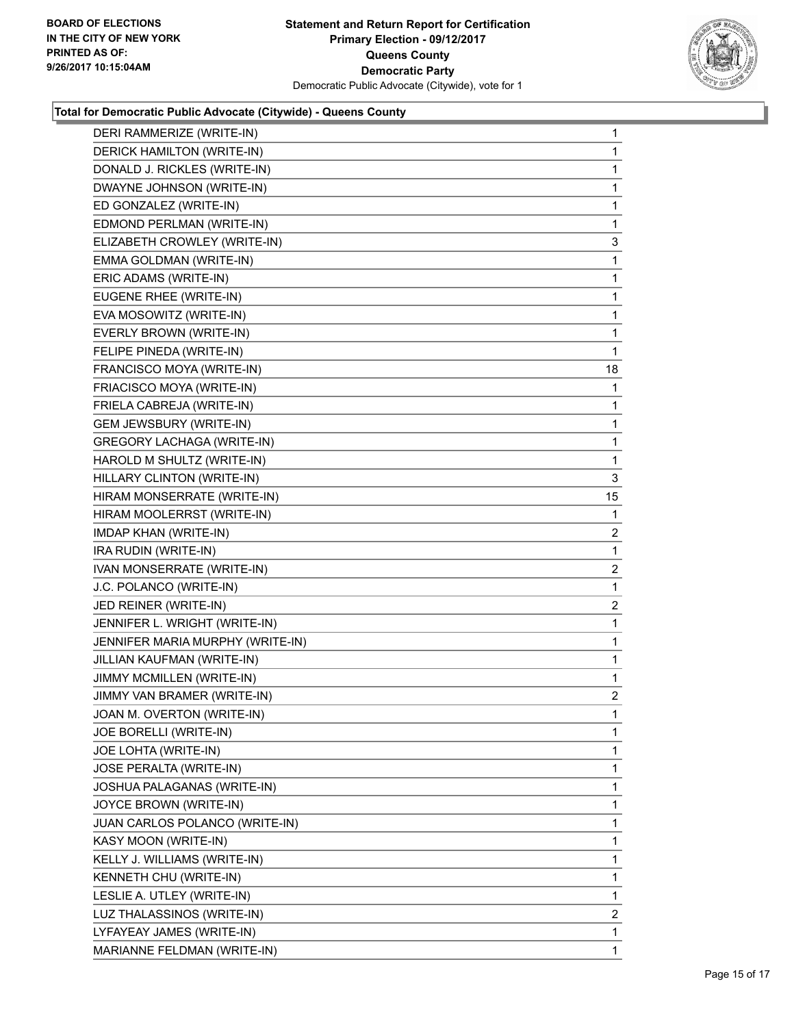**BOARD OF ELECTIONS IN THE CITY OF NEW YORK PRINTED AS OF: 9/26/2017 10:15:04AM**

**Statement and Return Report for Certification Primary Election - 09/12/2017 Queens County Democratic Party**
Democratic Public Advocate (Citywide), vote for 1

### Total for Democratic Public Advocate (Citywide) - Queens County

| Candidate | Votes |
|---|---|
| DERI RAMMERIZE (WRITE-IN) | 1 |
| DERICK HAMILTON (WRITE-IN) | 1 |
| DONALD J. RICKLES (WRITE-IN) | 1 |
| DWAYNE JOHNSON (WRITE-IN) | 1 |
| ED GONZALEZ (WRITE-IN) | 1 |
| EDMOND PERLMAN (WRITE-IN) | 1 |
| ELIZABETH CROWLEY (WRITE-IN) | 3 |
| EMMA GOLDMAN (WRITE-IN) | 1 |
| ERIC ADAMS (WRITE-IN) | 1 |
| EUGENE RHEE (WRITE-IN) | 1 |
| EVA MOSOWITZ (WRITE-IN) | 1 |
| EVERLY BROWN (WRITE-IN) | 1 |
| FELIPE PINEDA (WRITE-IN) | 1 |
| FRANCISCO MOYA (WRITE-IN) | 18 |
| FRIACISCO MOYA (WRITE-IN) | 1 |
| FRIELA CABREJA (WRITE-IN) | 1 |
| GEM JEWSBURY (WRITE-IN) | 1 |
| GREGORY LACHAGA (WRITE-IN) | 1 |
| HAROLD M SHULTZ (WRITE-IN) | 1 |
| HILLARY CLINTON (WRITE-IN) | 3 |
| HIRAM MONSERRATE (WRITE-IN) | 15 |
| HIRAM MOOLERRST (WRITE-IN) | 1 |
| IMDAP KHAN (WRITE-IN) | 2 |
| IRA RUDIN (WRITE-IN) | 1 |
| IVAN MONSERRATE (WRITE-IN) | 2 |
| J.C. POLANCO (WRITE-IN) | 1 |
| JED REINER (WRITE-IN) | 2 |
| JENNIFER L. WRIGHT (WRITE-IN) | 1 |
| JENNIFER MARIA MURPHY (WRITE-IN) | 1 |
| JILLIAN KAUFMAN (WRITE-IN) | 1 |
| JIMMY MCMILLEN (WRITE-IN) | 1 |
| JIMMY VAN BRAMER (WRITE-IN) | 2 |
| JOAN M. OVERTON (WRITE-IN) | 1 |
| JOE BORELLI (WRITE-IN) | 1 |
| JOE LOHTA (WRITE-IN) | 1 |
| JOSE PERALTA (WRITE-IN) | 1 |
| JOSHUA PALAGANAS (WRITE-IN) | 1 |
| JOYCE BROWN (WRITE-IN) | 1 |
| JUAN CARLOS POLANCO (WRITE-IN) | 1 |
| KASY MOON (WRITE-IN) | 1 |
| KELLY J. WILLIAMS (WRITE-IN) | 1 |
| KENNETH CHU (WRITE-IN) | 1 |
| LESLIE A. UTLEY (WRITE-IN) | 1 |
| LUZ THALASSINOS (WRITE-IN) | 2 |
| LYFAYEAY JAMES (WRITE-IN) | 1 |
| MARIANNE FELDMAN (WRITE-IN) | 1 |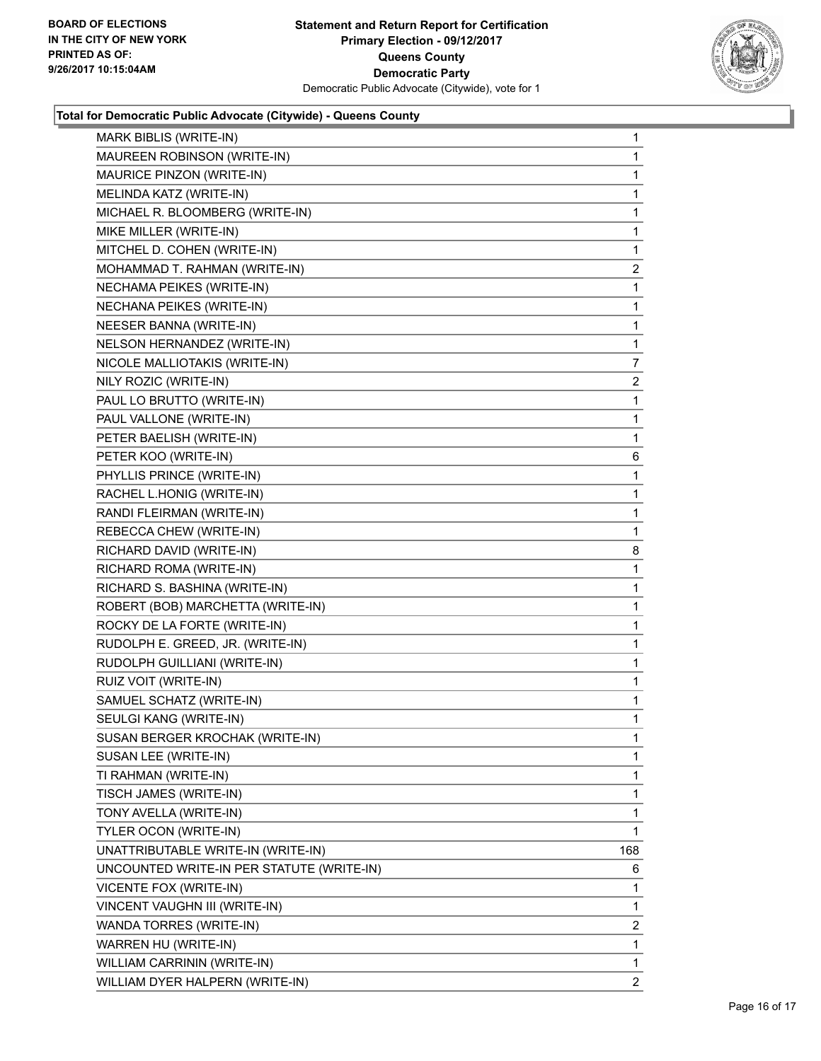**Total for Democratic Public Advocate (Citywide) - Queens County**

| | |
|---|---|
| MARK BIBLIS (WRITE-IN) | 1 |
| MAUREEN ROBINSON (WRITE-IN) | 1 |
| MAURICE PINZON (WRITE-IN) | 1 |
| MELINDA KATZ (WRITE-IN) | 1 |
| MICHAEL R. BLOOMBERG (WRITE-IN) | 1 |
| MIKE MILLER (WRITE-IN) | 1 |
| MITCHEL D. COHEN (WRITE-IN) | 1 |
| MOHAMMAD T. RAHMAN (WRITE-IN) | 2 |
| NECHAMA PEIKES (WRITE-IN) | 1 |
| NECHANA PEIKES (WRITE-IN) | 1 |
| NEESER BANNA (WRITE-IN) | 1 |
| NELSON HERNANDEZ (WRITE-IN) | 1 |
| NICOLE MALLIOTAKIS (WRITE-IN) | 7 |
| NILY ROZIC (WRITE-IN) | 2 |
| PAUL LO BRUTTO (WRITE-IN) | 1 |
| PAUL VALLONE (WRITE-IN) | 1 |
| PETER BAELISH (WRITE-IN) | 1 |
| PETER KOO (WRITE-IN) | 6 |
| PHYLLIS PRINCE (WRITE-IN) | 1 |
| RACHEL L.HONIG (WRITE-IN) | 1 |
| RANDI FLEIRMAN (WRITE-IN) | 1 |
| REBECCA CHEW (WRITE-IN) | 1 |
| RICHARD DAVID (WRITE-IN) | 8 |
| RICHARD ROMA (WRITE-IN) | 1 |
| RICHARD S. BASHINA (WRITE-IN) | 1 |
| ROBERT (BOB) MARCHETTA (WRITE-IN) | 1 |
| ROCKY DE LA FORTE (WRITE-IN) | 1 |
| RUDOLPH E. GREED, JR. (WRITE-IN) | 1 |
| RUDOLPH GUILLIANI (WRITE-IN) | 1 |
| RUIZ VOIT (WRITE-IN) | 1 |
| SAMUEL SCHATZ (WRITE-IN) | 1 |
| SEULGI KANG (WRITE-IN) | 1 |
| SUSAN BERGER KROCHAK (WRITE-IN) | 1 |
| SUSAN LEE (WRITE-IN) | 1 |
| TI RAHMAN (WRITE-IN) | 1 |
| TISCH JAMES (WRITE-IN) | 1 |
| TONY AVELLA (WRITE-IN) | 1 |
| TYLER OCON (WRITE-IN) | 1 |
| UNATTRIBUTABLE WRITE-IN (WRITE-IN) | 168 |
| UNCOUNTED WRITE-IN PER STATUTE (WRITE-IN) | 6 |
| VICENTE FOX (WRITE-IN) | 1 |
| VINCENT VAUGHN III (WRITE-IN) | 1 |
| WANDA TORRES (WRITE-IN) | 2 |
| WARREN HU (WRITE-IN) | 1 |
| WILLIAM CARRININ (WRITE-IN) | 1 |
| WILLIAM DYER HALPERN (WRITE-IN) | 2 |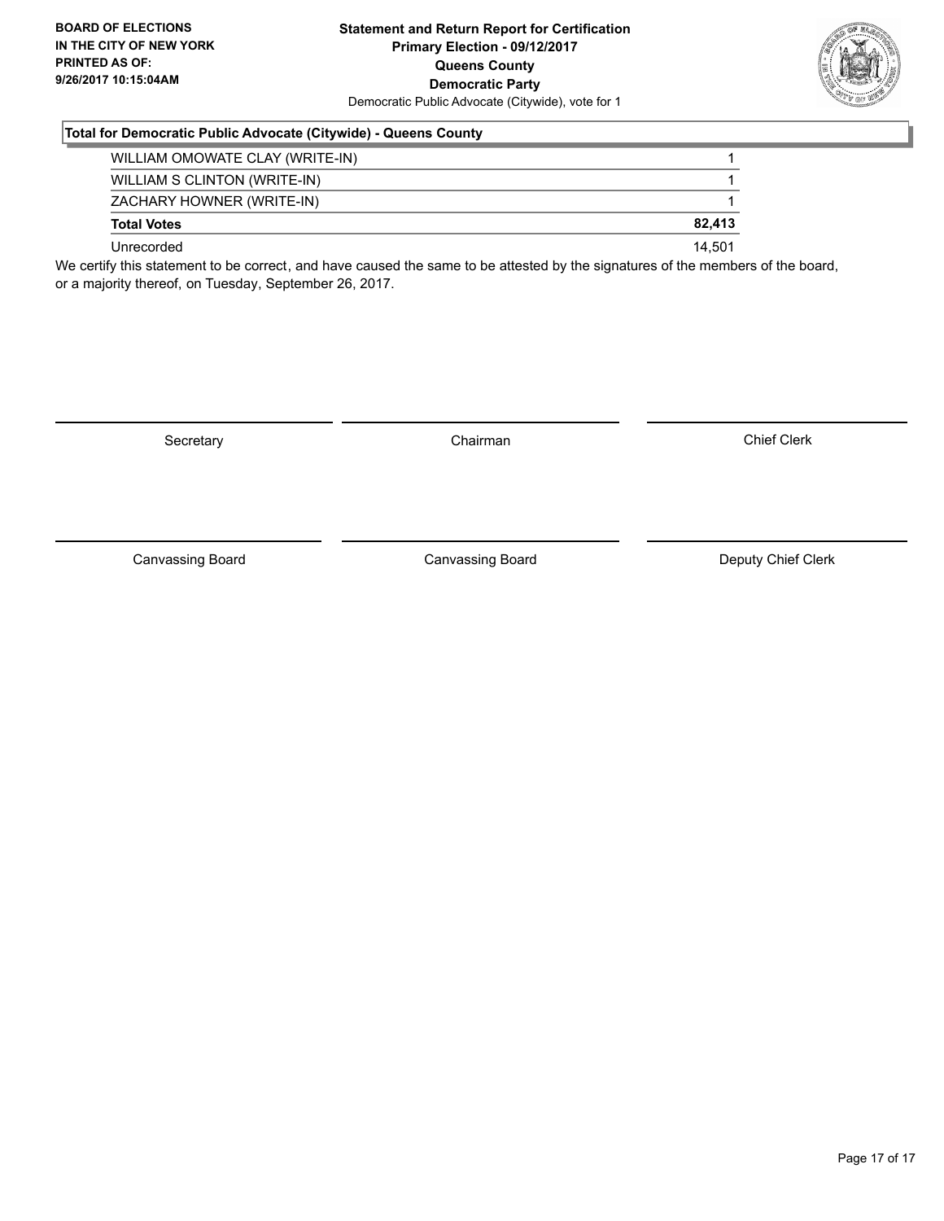**BOARD OF ELECTIONS IN THE CITY OF NEW YORK PRINTED AS OF: 9/26/2017 10:15:04AM**

**Statement and Return Report for Certification**
**Primary Election - 09/12/2017**
**Queens County**
**Democratic Party**
Democratic Public Advocate (Citywide), vote for 1

### Total for Democratic Public Advocate (Citywide) - Queens County

| | |
|---|---|
| WILLIAM OMOWATE CLAY (WRITE-IN) | 1 |
| WILLIAM S CLINTON (WRITE-IN) | 1 |
| ZACHARY HOWNER (WRITE-IN) | 1 |
| **Total Votes** | **82,413** |
| Unrecorded | 14,501 |

We certify this statement to be correct, and have caused the same to be attested by the signatures of the members of the board, or a majority thereof, on Tuesday, September 26, 2017.

| | | |
|---|---|---|
| Secretary | Chairman | Chief Clerk |
| Canvassing Board | Canvassing Board | Deputy Chief Clerk |